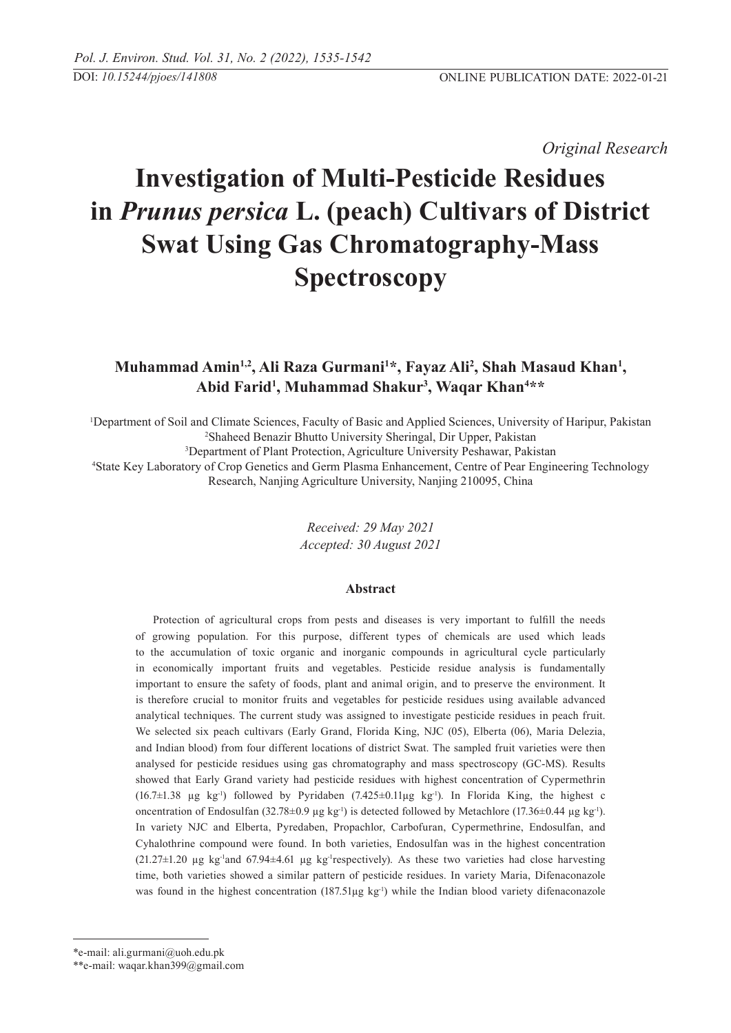*Original Research*

# Investigation of Multi-Pesticide Residues in *Prunus persica* L. (peach) Cultivars of District Swat Using Gas Chromatography-Mass Spectroscopy

**Muhammad Amin[1,2], Ali Raza Gurmani[1]\*, Fayaz Ali[2], Shah Masaud Khan[1], Abid Farid[1], Muhammad Shakur[3], Waqar Khan[4]\*\***

[1]Department of Soil and Climate Sciences, Faculty of Basic and Applied Sciences, University of Haripur, Pakistan
[2]Shaheed Benazir Bhutto University Sheringal, Dir Upper, Pakistan
[3]Department of Plant Protection, Agriculture University Peshawar, Pakistan
[4]State Key Laboratory of Crop Genetics and Germ Plasma Enhancement, Centre of Pear Engineering Technology Research, Nanjing Agriculture University, Nanjing 210095, China

*Received: 29 May 2021*
*Accepted: 30 August 2021*

### Abstract

Protection of agricultural crops from pests and diseases is very important to fulfill the needs of growing population. For this purpose, different types of chemicals are used which leads to the accumulation of toxic organic and inorganic compounds in agricultural cycle particularly in economically important fruits and vegetables. Pesticide residue analysis is fundamentally important to ensure the safety of foods, plant and animal origin, and to preserve the environment. It is therefore crucial to monitor fruits and vegetables for pesticide residues using available advanced analytical techniques. The current study was assigned to investigate pesticide residues in peach fruit. We selected six peach cultivars (Early Grand, Florida King, NJC (05), Elberta (06), Maria Delezia, and Indian blood) from four different locations of district Swat. The sampled fruit varieties were then analysed for pesticide residues using gas chromatography and mass spectroscopy (GC-MS). Results showed that Early Grand variety had pesticide residues with highest concentration of Cypermethrin (16.7±1.38 µg kg$^{-1}$) followed by Pyridaben (7.425±0.11µg kg$^{-1}$). In Florida King, the highest c oncentration of Endosulfan (32.78±0.9 µg kg$^{-1}$) is detected followed by Metachlore (17.36±0.44 µg kg$^{-1}$). In variety NJC and Elberta, Pyredaben, Propachlor, Carbofuran, Cypermethrine, Endosulfan, and Cyhalothrine compound were found. In both varieties, Endosulfan was in the highest concentration (21.27±1.20 µg kg$^{-1}$and 67.94±4.61 µg kg$^{-1}$respectively). As these two varieties had close harvesting time, both varieties showed a similar pattern of pesticide residues. In variety Maria, Difenaconazole was found in the highest concentration (187.51µg kg$^{-1}$) while the Indian blood variety difenaconazole

---

\*e-mail: ali.gurmani@uoh.edu.pk
\*\*e-mail: waqar.khan399@gmail.com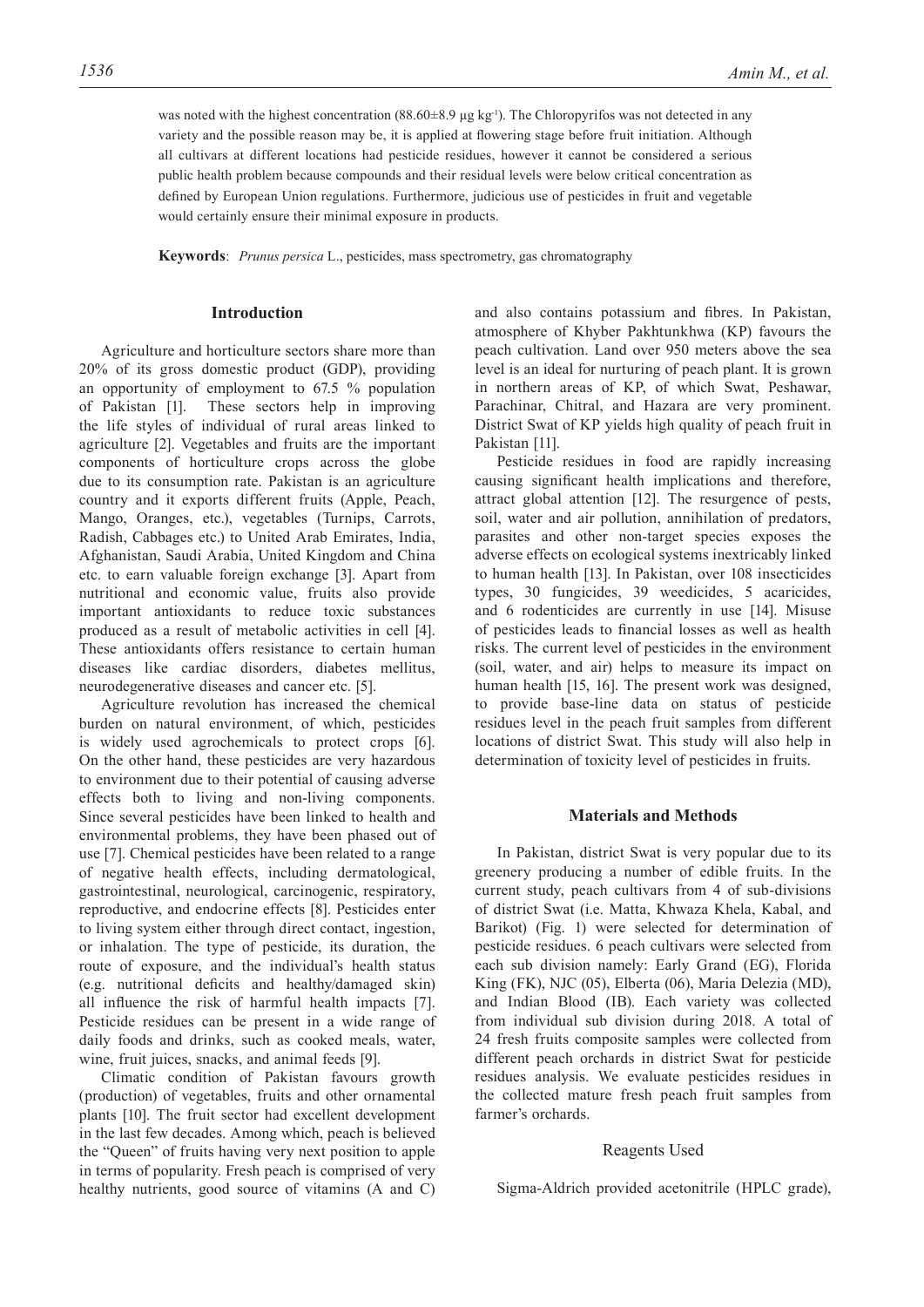was noted with the highest concentration (88.60±8.9 µg kg$^{-1}$). The Chloropyrifos was not detected in any variety and the possible reason may be, it is applied at flowering stage before fruit initiation. Although all cultivars at different locations had pesticide residues, however it cannot be considered a serious public health problem because compounds and their residual levels were below critical concentration as defined by European Union regulations. Furthermore, judicious use of pesticides in fruit and vegetable would certainly ensure their minimal exposure in products.

**Keywords**: *Prunus persica* L., pesticides, mass spectrometry, gas chromatography

## Introduction

Agriculture and horticulture sectors share more than 20% of its gross domestic product (GDP), providing an opportunity of employment to 67.5 % population of Pakistan [1]. These sectors help in improving the life styles of individual of rural areas linked to agriculture [2]. Vegetables and fruits are the important components of horticulture crops across the globe due to its consumption rate. Pakistan is an agriculture country and it exports different fruits (Apple, Peach, Mango, Oranges, etc.), vegetables (Turnips, Carrots, Radish, Cabbages etc.) to United Arab Emirates, India, Afghanistan, Saudi Arabia, United Kingdom and China etc. to earn valuable foreign exchange [3]. Apart from nutritional and economic value, fruits also provide important antioxidants to reduce toxic substances produced as a result of metabolic activities in cell [4]. These antioxidants offers resistance to certain human diseases like cardiac disorders, diabetes mellitus, neurodegenerative diseases and cancer etc. [5].

Agriculture revolution has increased the chemical burden on natural environment, of which, pesticides is widely used agrochemicals to protect crops [6]. On the other hand, these pesticides are very hazardous to environment due to their potential of causing adverse effects both to living and non-living components. Since several pesticides have been linked to health and environmental problems, they have been phased out of use [7]. Chemical pesticides have been related to a range of negative health effects, including dermatological, gastrointestinal, neurological, carcinogenic, respiratory, reproductive, and endocrine effects [8]. Pesticides enter to living system either through direct contact, ingestion, or inhalation. The type of pesticide, its duration, the route of exposure, and the individual's health status (e.g. nutritional deficits and healthy/damaged skin) all influence the risk of harmful health impacts [7]. Pesticide residues can be present in a wide range of daily foods and drinks, such as cooked meals, water, wine, fruit juices, snacks, and animal feeds [9].

Climatic condition of Pakistan favours growth (production) of vegetables, fruits and other ornamental plants [10]. The fruit sector had excellent development in the last few decades. Among which, peach is believed the "Queen" of fruits having very next position to apple in terms of popularity. Fresh peach is comprised of very healthy nutrients, good source of vitamins (A and C) and also contains potassium and fibres. In Pakistan, atmosphere of Khyber Pakhtunkhwa (KP) favours the peach cultivation. Land over 950 meters above the sea level is an ideal for nurturing of peach plant. It is grown in northern areas of KP, of which Swat, Peshawar, Parachinar, Chitral, and Hazara are very prominent. District Swat of KP yields high quality of peach fruit in Pakistan [11].

Pesticide residues in food are rapidly increasing causing significant health implications and therefore, attract global attention [12]. The resurgence of pests, soil, water and air pollution, annihilation of predators, parasites and other non-target species exposes the adverse effects on ecological systems inextricably linked to human health [13]. In Pakistan, over 108 insecticides types, 30 fungicides, 39 weedicides, 5 acaricides, and 6 rodenticides are currently in use [14]. Misuse of pesticides leads to financial losses as well as health risks. The current level of pesticides in the environment (soil, water, and air) helps to measure its impact on human health [15, 16]. The present work was designed, to provide base-line data on status of pesticide residues level in the peach fruit samples from different locations of district Swat. This study will also help in determination of toxicity level of pesticides in fruits.

## Materials and Methods

In Pakistan, district Swat is very popular due to its greenery producing a number of edible fruits. In the current study, peach cultivars from 4 of sub-divisions of district Swat (i.e. Matta, Khwaza Khela, Kabal, and Barikot) (Fig. 1) were selected for determination of pesticide residues. 6 peach cultivars were selected from each sub division namely: Early Grand (EG), Florida King (FK), NJC (05), Elberta (06), Maria Delezia (MD), and Indian Blood (IB). Each variety was collected from individual sub division during 2018. A total of 24 fresh fruits composite samples were collected from different peach orchards in district Swat for pesticide residues analysis. We evaluate pesticides residues in the collected mature fresh peach fruit samples from farmer's orchards.

### Reagents Used

Sigma-Aldrich provided acetonitrile (HPLC grade),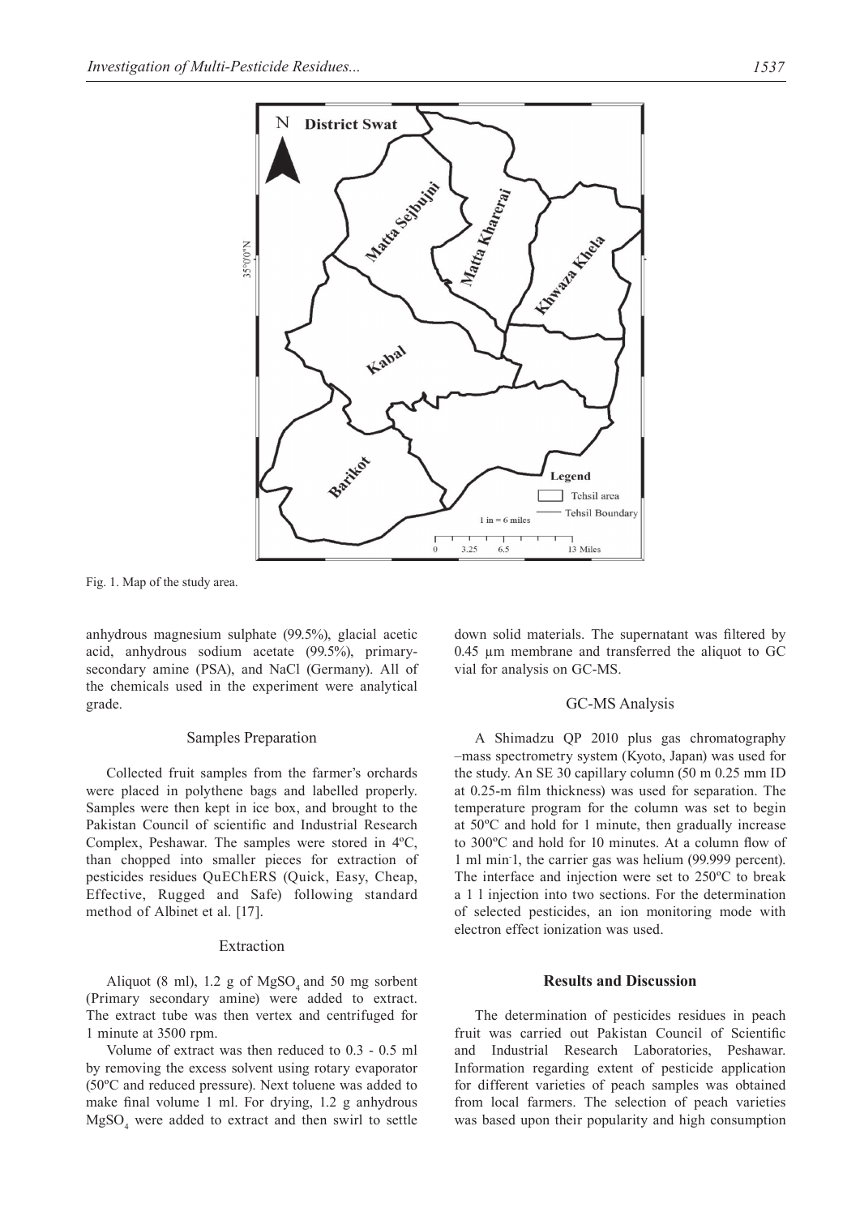Fig. 1. Map of the study area.

anhydrous magnesium sulphate (99.5%), glacial acetic acid, anhydrous sodium acetate (99.5%), primary-secondary amine (PSA), and NaCl (Germany). All of the chemicals used in the experiment were analytical grade.

### Samples Preparation

Collected fruit samples from the farmer's orchards were placed in polythene bags and labelled properly. Samples were then kept in ice box, and brought to the Pakistan Council of scientific and Industrial Research Complex, Peshawar. The samples were stored in 4ºC, than chopped into smaller pieces for extraction of pesticides residues QuEChERS (Quick, Easy, Cheap, Effective, Rugged and Safe) following standard method of Albinet et al. [17].

### Extraction

Aliquot (8 ml), 1.2 g of $MgSO_4$ and 50 mg sorbent (Primary secondary amine) were added to extract. The extract tube was then vertex and centrifuged for 1 minute at 3500 rpm.

Volume of extract was then reduced to 0.3 - 0.5 ml by removing the excess solvent using rotary evaporator (50ºC and reduced pressure). Next toluene was added to make final volume 1 ml. For drying, 1.2 g anhydrous $MgSO_4$ were added to extract and then swirl to settle down solid materials. The supernatant was filtered by 0.45 µm membrane and transferred the aliquot to GC vial for analysis on GC-MS.

### GC-MS Analysis

A Shimadzu QP 2010 plus gas chromatography –mass spectrometry system (Kyoto, Japan) was used for the study. An SE 30 capillary column (50 m 0.25 mm ID at 0.25-m film thickness) was used for separation. The temperature program for the column was set to begin at 50ºC and hold for 1 minute, then gradually increase to 300ºC and hold for 10 minutes. At a column flow of 1 ml $min^{-1}$, the carrier gas was helium (99.999 percent). The interface and injection were set to 250ºC to break a 1 l injection into two sections. For the determination of selected pesticides, an ion monitoring mode with electron effect ionization was used.

## Results and Discussion

The determination of pesticides residues in peach fruit was carried out Pakistan Council of Scientific and Industrial Research Laboratories, Peshawar. Information regarding extent of pesticide application for different varieties of peach samples was obtained from local farmers. The selection of peach varieties was based upon their popularity and high consumption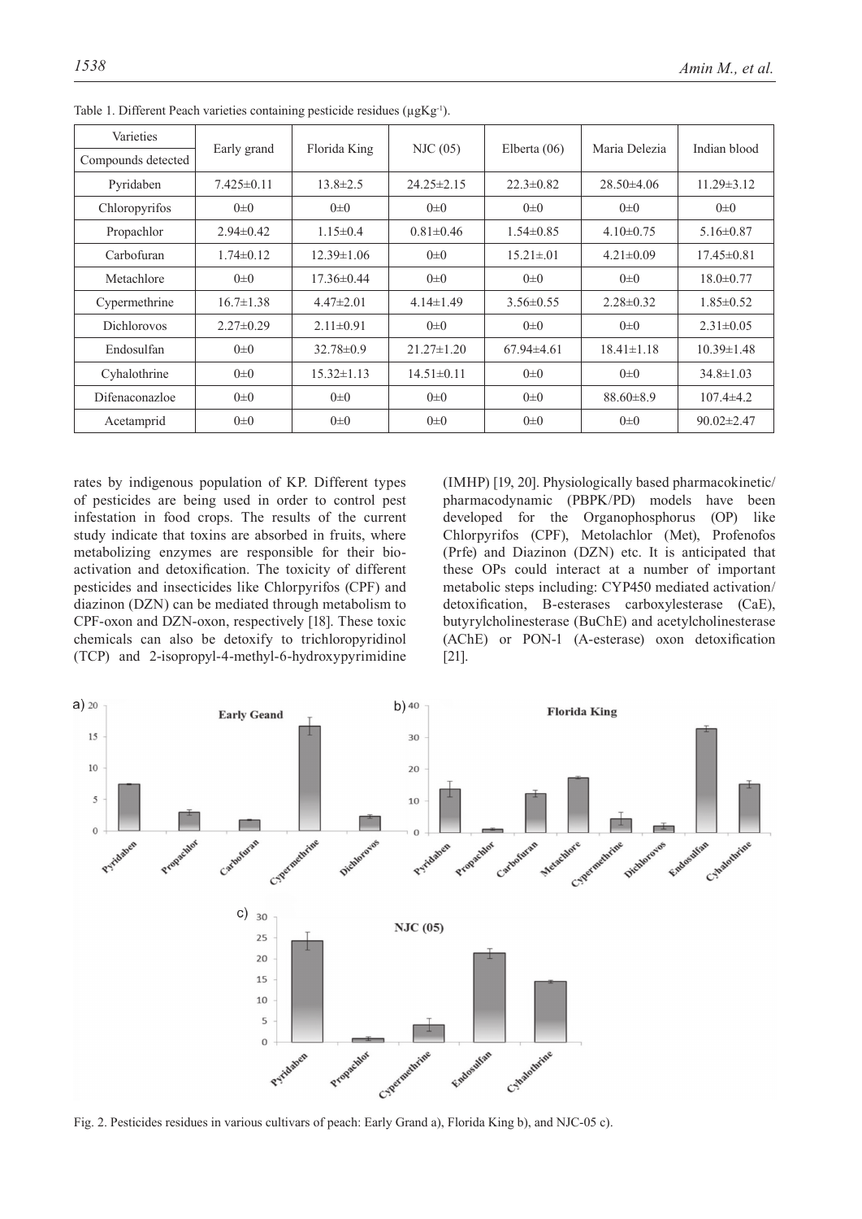Table 1. Different Peach varieties containing pesticide residues (µgKg$^{-1}$).

| Varieties / Compounds detected | Early grand | Florida King | NJC (05) | Elberta (06) | Maria Delezia | Indian blood |
|---|---|---|---|---|---|---|
| Pyridaben | 7.425±0.11 | 13.8±2.5 | 24.25±2.15 | 22.3±0.82 | 28.50±4.06 | 11.29±3.12 |
| Chloropyrifos | 0±0 | 0±0 | 0±0 | 0±0 | 0±0 | 0±0 |
| Propachlor | 2.94±0.42 | 1.15±0.4 | 0.81±0.46 | 1.54±0.85 | 4.10±0.75 | 5.16±0.87 |
| Carbofuran | 1.74±0.12 | 12.39±1.06 | 0±0 | 15.21±.01 | 4.21±0.09 | 17.45±0.81 |
| Metachlore | 0±0 | 17.36±0.44 | 0±0 | 0±0 | 0±0 | 18.0±0.77 |
| Cypermethrine | 16.7±1.38 | 4.47±2.01 | 4.14±1.49 | 3.56±0.55 | 2.28±0.32 | 1.85±0.52 |
| Dichlorovos | 2.27±0.29 | 2.11±0.91 | 0±0 | 0±0 | 0±0 | 2.31±0.05 |
| Endosulfan | 0±0 | 32.78±0.9 | 21.27±1.20 | 67.94±4.61 | 18.41±1.18 | 10.39±1.48 |
| Cyhalothrine | 0±0 | 15.32±1.13 | 14.51±0.11 | 0±0 | 0±0 | 34.8±1.03 |
| Difenaconazloe | 0±0 | 0±0 | 0±0 | 0±0 | 88.60±8.9 | 107.4±4.2 |
| Acetamprid | 0±0 | 0±0 | 0±0 | 0±0 | 0±0 | 90.02±2.47 |

rates by indigenous population of KP. Different types of pesticides are being used in order to control pest infestation in food crops. The results of the current study indicate that toxins are absorbed in fruits, where metabolizing enzymes are responsible for their bio-activation and detoxification. The toxicity of different pesticides and insecticides like Chlorpyrifos (CPF) and diazinon (DZN) can be mediated through metabolism to CPF-oxon and DZN-oxon, respectively [18]. These toxic chemicals can also be detoxify to trichloropyridinol (TCP) and 2-isopropyl-4-methyl-6-hydroxypyrimidine (IMHP) [19, 20]. Physiologically based pharmacokinetic/ pharmacodynamic (PBPK/PD) models have been developed for the Organophosphorus (OP) like Chlorpyrifos (CPF), Metolachlor (Met), Profenofos (Prfe) and Diazinon (DZN) etc. It is anticipated that these OPs could interact at a number of important metabolic steps including: CYP450 mediated activation/ detoxification, B-esterases carboxylesterase (CaE), butyrylcholinesterase (BuChE) and acetylcholinesterase (AChE) or PON-1 (A-esterase) oxon detoxification [21].

Fig. 2. Pesticides residues in various cultivars of peach: Early Grand a), Florida King b), and NJC-05 c).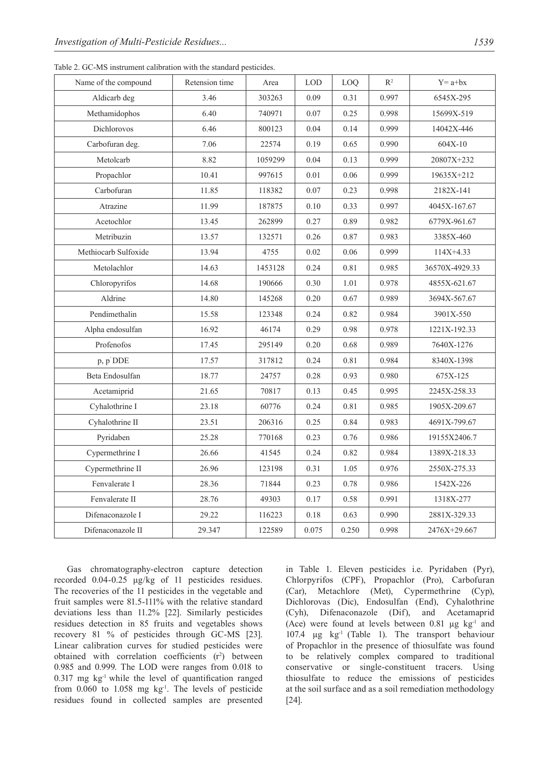Table 2. GC-MS instrument calibration with the standard pesticides.

| Name of the compound | Retension time | Area | LOD | LOQ | $R^2$ | Y= a+bx |
|---|---|---|---|---|---|---|
| Aldicarb deg | 3.46 | 303263 | 0.09 | 0.31 | 0.997 | 6545X-295 |
| Methamidophos | 6.40 | 740971 | 0.07 | 0.25 | 0.998 | 15699X-519 |
| Dichlorovos | 6.46 | 800123 | 0.04 | 0.14 | 0.999 | 14042X-446 |
| Carbofuran deg. | 7.06 | 22574 | 0.19 | 0.65 | 0.990 | 604X-10 |
| Metolcarb | 8.82 | 1059299 | 0.04 | 0.13 | 0.999 | 20807X+232 |
| Propachlor | 10.41 | 997615 | 0.01 | 0.06 | 0.999 | 19635X+212 |
| Carbofuran | 11.85 | 118382 | 0.07 | 0.23 | 0.998 | 2182X-141 |
| Atrazine | 11.99 | 187875 | 0.10 | 0.33 | 0.997 | 4045X-167.67 |
| Acetochlor | 13.45 | 262899 | 0.27 | 0.89 | 0.982 | 6779X-961.67 |
| Metribuzin | 13.57 | 132571 | 0.26 | 0.87 | 0.983 | 3385X-460 |
| Methiocarb Sulfoxide | 13.94 | 4755 | 0.02 | 0.06 | 0.999 | 114X+4.33 |
| Metolachlor | 14.63 | 1453128 | 0.24 | 0.81 | 0.985 | 36570X-4929.33 |
| Chloropyrifos | 14.68 | 190666 | 0.30 | 1.01 | 0.978 | 4855X-621.67 |
| Aldrine | 14.80 | 145268 | 0.20 | 0.67 | 0.989 | 3694X-567.67 |
| Pendimethalin | 15.58 | 123348 | 0.24 | 0.82 | 0.984 | 3901X-550 |
| Alpha endosulfan | 16.92 | 46174 | 0.29 | 0.98 | 0.978 | 1221X-192.33 |
| Profenofos | 17.45 | 295149 | 0.20 | 0.68 | 0.989 | 7640X-1276 |
| p, p' DDE | 17.57 | 317812 | 0.24 | 0.81 | 0.984 | 8340X-1398 |
| Beta Endosulfan | 18.77 | 24757 | 0.28 | 0.93 | 0.980 | 675X-125 |
| Acetamiprid | 21.65 | 70817 | 0.13 | 0.45 | 0.995 | 2245X-258.33 |
| Cyhalothrine I | 23.18 | 60776 | 0.24 | 0.81 | 0.985 | 1905X-209.67 |
| Cyhalothrine II | 23.51 | 206316 | 0.25 | 0.84 | 0.983 | 4691X-799.67 |
| Pyridaben | 25.28 | 770168 | 0.23 | 0.76 | 0.986 | 19155X2406.7 |
| Cypermethrine I | 26.66 | 41545 | 0.24 | 0.82 | 0.984 | 1389X-218.33 |
| Cypermethrine II | 26.96 | 123198 | 0.31 | 1.05 | 0.976 | 2550X-275.33 |
| Fenvalerate I | 28.36 | 71844 | 0.23 | 0.78 | 0.986 | 1542X-226 |
| Fenvalerate II | 28.76 | 49303 | 0.17 | 0.58 | 0.991 | 1318X-277 |
| Difenaconazole I | 29.22 | 116223 | 0.18 | 0.63 | 0.990 | 2881X-329.33 |
| Difenaconazole II | 29.347 | 122589 | 0.075 | 0.250 | 0.998 | 2476X+29.667 |

Gas chromatography-electron capture detection recorded 0.04-0.25 µg/kg of 11 pesticides residues. The recoveries of the 11 pesticides in the vegetable and fruit samples were 81.5-111% with the relative standard deviations less than 11.2% [22]. Similarly pesticides residues detection in 85 fruits and vegetables shows recovery 81 % of pesticides through GC-MS [23]. Linear calibration curves for studied pesticides were obtained with correlation coefficients ($r^2$) between 0.985 and 0.999. The LOD were ranges from 0.018 to 0.317 mg $kg^{-1}$ while the level of quantification ranged from 0.060 to 1.058 mg $kg^{-1}$. The levels of pesticide residues found in collected samples are presented in Table 1. Eleven pesticides i.e. Pyridaben (Pyr), Chlorpyrifos (CPF), Propachlor (Pro), Carbofuran (Car), Metachlore (Met), Cypermethrine (Cyp), Dichlorovas (Dic), Endosulfan (End), Cyhalothrine (Cyh), Difenaconazole (Dif), and Acetamaprid (Ace) were found at levels between 0.81 µg $kg^{-1}$ and 107.4 µg $kg^{-1}$ (Table 1). The transport behaviour of Propachlor in the presence of thiosulfate was found to be relatively complex compared to traditional conservative or single-constituent tracers. Using thiosulfate to reduce the emissions of pesticides at the soil surface and as a soil remediation methodology [24].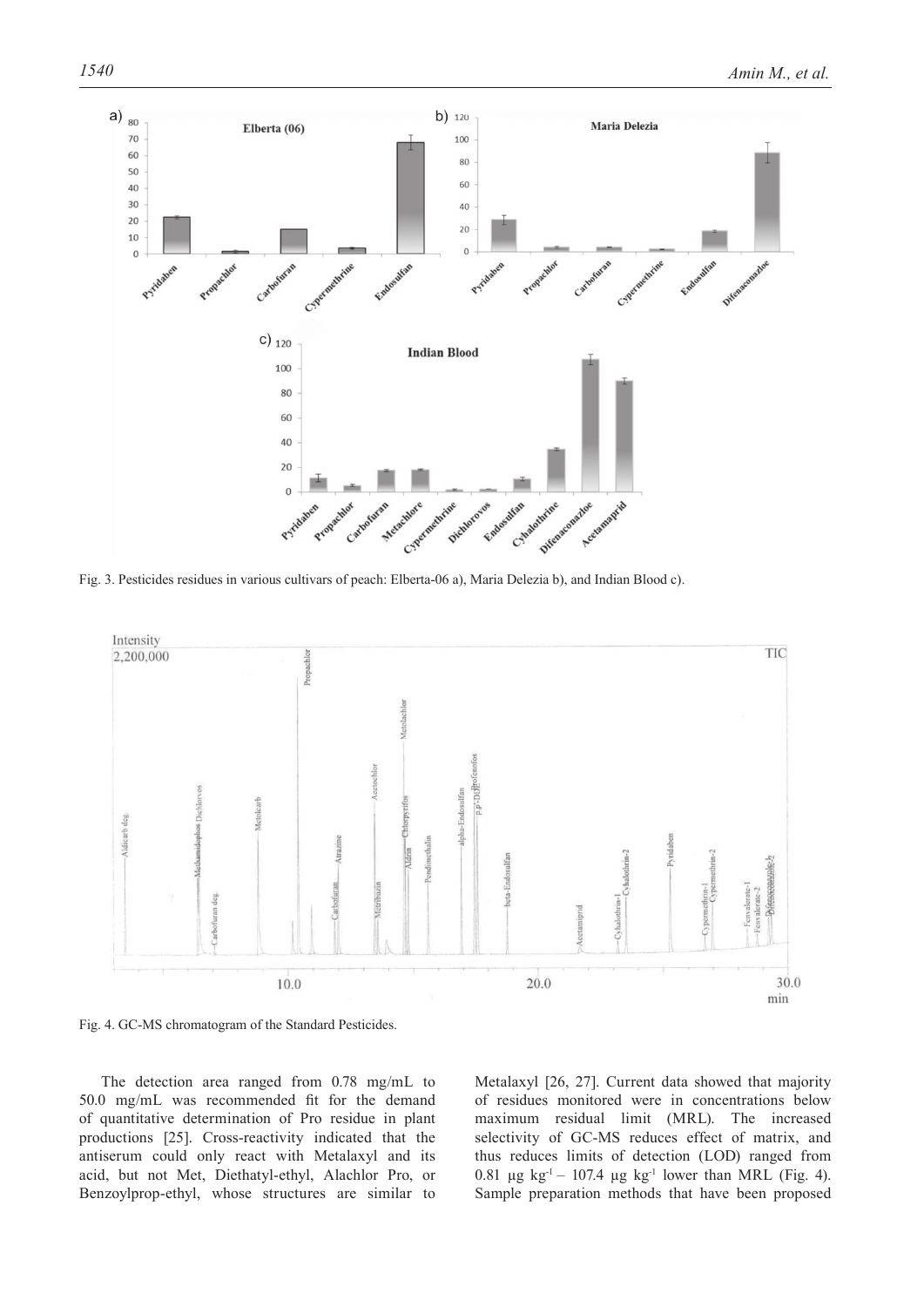Fig. 3. Pesticides residues in various cultivars of peach: Elberta-06 a), Maria Delezia b), and Indian Blood c).

Fig. 4. GC-MS chromatogram of the Standard Pesticides.

The detection area ranged from 0.78 mg/mL to 50.0 mg/mL was recommended fit for the demand of quantitative determination of Pro residue in plant productions [25]. Cross-reactivity indicated that the antiserum could only react with Metalaxyl and its acid, but not Met, Diethatyl-ethyl, Alachlor Pro, or Benzoylprop-ethyl, whose structures are similar to Metalaxyl [26, 27]. Current data showed that majority of residues monitored were in concentrations below maximum residual limit (MRL). The increased selectivity of GC-MS reduces effect of matrix, and thus reduces limits of detection (LOD) ranged from 0.81 µg $kg^{-1}$ – 107.4 µg $kg^{-1}$ lower than MRL (Fig. 4). Sample preparation methods that have been proposed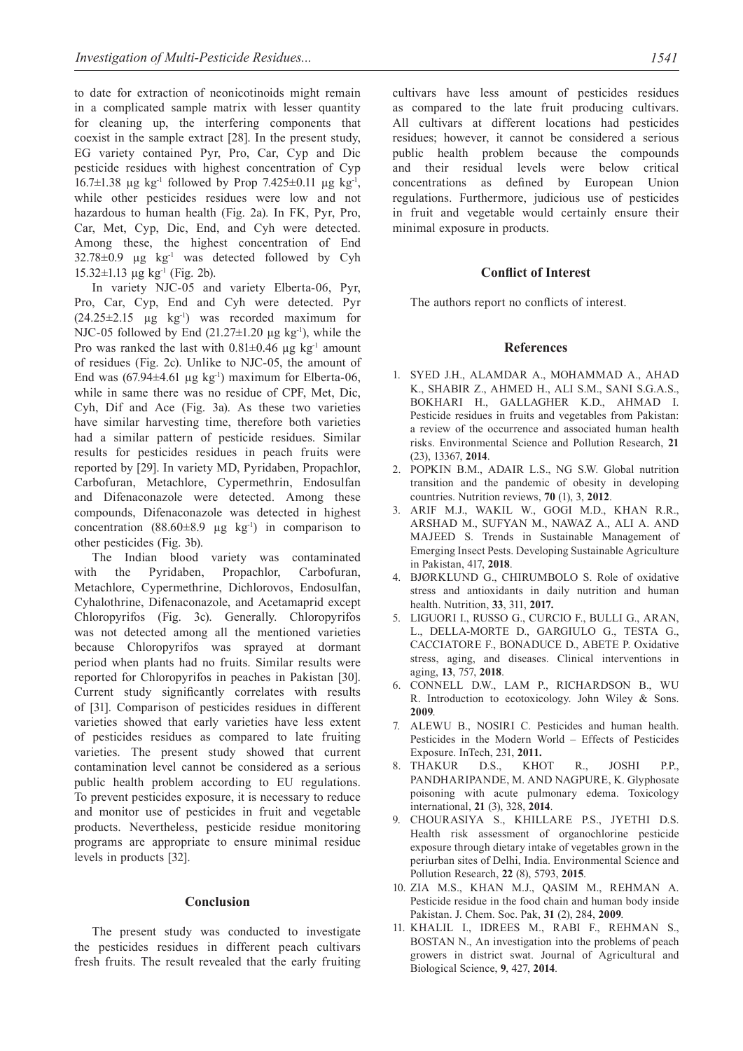to date for extraction of neonicotinoids might remain in a complicated sample matrix with lesser quantity for cleaning up, the interfering components that coexist in the sample extract [28]. In the present study, EG variety contained Pyr, Pro, Car, Cyp and Dic pesticide residues with highest concentration of Cyp 16.7±1.38 µg kg$^{-1}$ followed by Prop 7.425±0.11 µg kg$^{-1}$, while other pesticides residues were low and not hazardous to human health (Fig. 2a). In FK, Pyr, Pro, Car, Met, Cyp, Dic, End, and Cyh were detected. Among these, the highest concentration of End 32.78±0.9 µg kg$^{-1}$ was detected followed by Cyh 15.32±1.13 µg kg$^{-1}$ (Fig. 2b).

In variety NJC-05 and variety Elberta-06, Pyr, Pro, Car, Cyp, End and Cyh were detected. Pyr (24.25±2.15 µg kg$^{-1}$) was recorded maximum for NJC-05 followed by End (21.27±1.20 µg kg$^{-1}$), while the Pro was ranked the last with 0.81±0.46 µg kg$^{-1}$ amount of residues (Fig. 2c). Unlike to NJC-05, the amount of End was (67.94±4.61 µg kg$^{-1}$) maximum for Elberta-06, while in same there was no residue of CPF, Met, Dic, Cyh, Dif and Ace (Fig. 3a). As these two varieties have similar harvesting time, therefore both varieties had a similar pattern of pesticide residues. Similar results for pesticides residues in peach fruits were reported by [29]. In variety MD, Pyridaben, Propachlor, Carbofuran, Metachlore, Cypermethrin, Endosulfan and Difenaconazole were detected. Among these compounds, Difenaconazole was detected in highest concentration (88.60±8.9 µg kg$^{-1}$) in comparison to other pesticides (Fig. 3b).

The Indian blood variety was contaminated with the Pyridaben, Propachlor, Carbofuran, Metachlore, Cypermethrine, Dichlorovos, Endosulfan, Cyhalothrine, Difenaconazole, and Acetamaprid except Chloropyrifos (Fig. 3c). Generally. Chloropyrifos was not detected among all the mentioned varieties because Chloropyrifos was sprayed at dormant period when plants had no fruits. Similar results were reported for Chloropyrifos in peaches in Pakistan [30]. Current study significantly correlates with results of [31]. Comparison of pesticides residues in different varieties showed that early varieties have less extent of pesticides residues as compared to late fruiting varieties. The present study showed that current contamination level cannot be considered as a serious public health problem according to EU regulations. To prevent pesticides exposure, it is necessary to reduce and monitor use of pesticides in fruit and vegetable products. Nevertheless, pesticide residue monitoring programs are appropriate to ensure minimal residue levels in products [32].

## Conclusion

The present study was conducted to investigate the pesticides residues in different peach cultivars fresh fruits. The result revealed that the early fruiting cultivars have less amount of pesticides residues as compared to the late fruit producing cultivars. All cultivars at different locations had pesticides residues; however, it cannot be considered a serious public health problem because the compounds and their residual levels were below critical concentrations as defined by European Union regulations. Furthermore, judicious use of pesticides in fruit and vegetable would certainly ensure their minimal exposure in products.

## Conflict of Interest

The authors report no conflicts of interest.

## References

1. SYED J.H., ALAMDAR A., MOHAMMAD A., AHAD K., SHABIR Z., AHMED H., ALI S.M., SANI S.G.A.S., BOKHARI H., GALLAGHER K.D., AHMAD I. Pesticide residues in fruits and vegetables from Pakistan: a review of the occurrence and associated human health risks. Environmental Science and Pollution Research, **21** (23), 13367, **2014**.
2. POPKIN B.M., ADAIR L.S., NG S.W. Global nutrition transition and the pandemic of obesity in developing countries. Nutrition reviews, **70** (1), 3, **2012**.
3. ARIF M.J., WAKIL W., GOGI M.D., KHAN R.R., ARSHAD M., SUFYAN M., NAWAZ A., ALI A. AND MAJEED S. Trends in Sustainable Management of Emerging Insect Pests. Developing Sustainable Agriculture in Pakistan, 417, **2018**.
4. BJØRKLUND G., CHIRUMBOLO S. Role of oxidative stress and antioxidants in daily nutrition and human health. Nutrition, **33**, 311, **2017.**
5. LIGUORI I., RUSSO G., CURCIO F., BULLI G., ARAN, L., DELLA-MORTE D., GARGIULO G., TESTA G., CACCIATORE F., BONADUCE D., ABETE P. Oxidative stress, aging, and diseases. Clinical interventions in aging, **13**, 757, **2018**.
6. CONNELL D.W., LAM P., RICHARDSON B., WU R. Introduction to ecotoxicology. John Wiley & Sons. **2009**.
7. ALEWU B., NOSIRI C. Pesticides and human health. Pesticides in the Modern World – Effects of Pesticides Exposure. InTech, 231, **2011.**
8. THAKUR D.S., KHOT R., JOSHI P.P., PANDHARIPANDE, M. AND NAGPURE, K. Glyphosate poisoning with acute pulmonary edema. Toxicology international, **21** (3), 328, **2014**.
9. CHOURASIYA S., KHILLARE P.S., JYETHI D.S. Health risk assessment of organochlorine pesticide exposure through dietary intake of vegetables grown in the periurban sites of Delhi, India. Environmental Science and Pollution Research, **22** (8), 5793, **2015**.
10. ZIA M.S., KHAN M.J., QASIM M., REHMAN A. Pesticide residue in the food chain and human body inside Pakistan. J. Chem. Soc. Pak, **31** (2), 284, **2009**.
11. KHALIL I., IDREES M., RABI F., REHMAN S., BOSTAN N., An investigation into the problems of peach growers in district swat. Journal of Agricultural and Biological Science, **9**, 427, **2014**.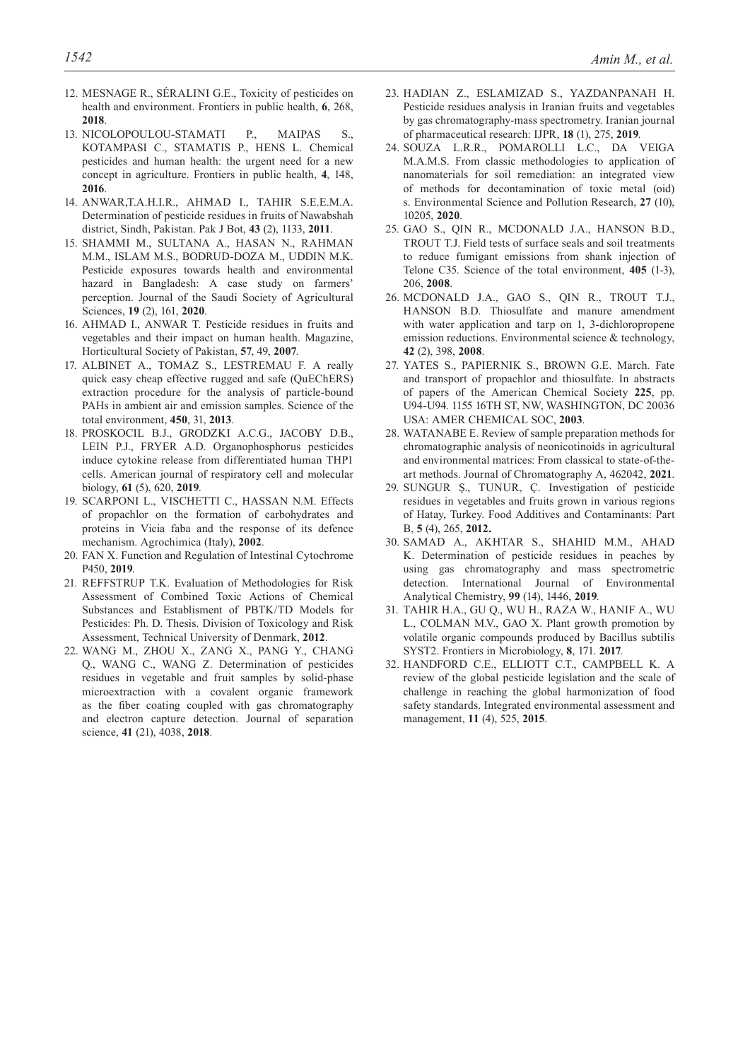12. MESNAGE R., SÉRALINI G.E., Toxicity of pesticides on health and environment. Frontiers in public health, **6**, 268, **2018**.
13. NICOLOPOULOU-STAMATI P., MAIPAS S., KOTAMPASI C., STAMATIS P., HENS L. Chemical pesticides and human health: the urgent need for a new concept in agriculture. Frontiers in public health, **4**, 148, **2016**.
14. ANWAR,T.A.H.I.R., AHMAD I., TAHIR S.E.E.M.A. Determination of pesticide residues in fruits of Nawabshah district, Sindh, Pakistan. Pak J Bot, **43** (2), 1133, **2011**.
15. SHAMMI M., SULTANA A., HASAN N., RAHMAN M.M., ISLAM M.S., BODRUD-DOZA M., UDDIN M.K. Pesticide exposures towards health and environmental hazard in Bangladesh: A case study on farmers' perception. Journal of the Saudi Society of Agricultural Sciences, **19** (2), 161, **2020**.
16. AHMAD I., ANWAR T. Pesticide residues in fruits and vegetables and their impact on human health. Magazine, Horticultural Society of Pakistan, **57**, 49, **2007**.
17. ALBINET A., TOMAZ S., LESTREMAU F. A really quick easy cheap effective rugged and safe (QuEChERS) extraction procedure for the analysis of particle-bound PAHs in ambient air and emission samples. Science of the total environment, **450**, 31, **2013**.
18. PROSKOCIL B.J., GRODZKI A.C.G., JACOBY D.B., LEIN P.J., FRYER A.D. Organophosphorus pesticides induce cytokine release from differentiated human THP1 cells. American journal of respiratory cell and molecular biology, **61** (5), 620, **2019**.
19. SCARPONI L., VISCHETTI C., HASSAN N.M. Effects of propachlor on the formation of carbohydrates and proteins in Vicia faba and the response of its defence mechanism. Agrochimica (Italy), **2002**.
20. FAN X. Function and Regulation of Intestinal Cytochrome P450, **2019**.
21. REFFSTRUP T.K. Evaluation of Methodologies for Risk Assessment of Combined Toxic Actions of Chemical Substances and Establisment of PBTK/TD Models for Pesticides: Ph. D. Thesis. Division of Toxicology and Risk Assessment, Technical University of Denmark, **2012**.
22. WANG M., ZHOU X., ZANG X., PANG Y., CHANG Q., WANG C., WANG Z. Determination of pesticides residues in vegetable and fruit samples by solid-phase microextraction with a covalent organic framework as the fiber coating coupled with gas chromatography and electron capture detection. Journal of separation science, **41** (21), 4038, **2018**.
23. HADIAN Z., ESLAMIZAD S., YAZDANPANAH H. Pesticide residues analysis in Iranian fruits and vegetables by gas chromatography-mass spectrometry. Iranian journal of pharmaceutical research: IJPR, **18** (1), 275, **2019**.
24. SOUZA L.R.R., POMAROLLI L.C., DA VEIGA M.A.M.S. From classic methodologies to application of nanomaterials for soil remediation: an integrated view of methods for decontamination of toxic metal (oid) s. Environmental Science and Pollution Research, **27** (10), 10205, **2020**.
25. GAO S., QIN R., MCDONALD J.A., HANSON B.D., TROUT T.J. Field tests of surface seals and soil treatments to reduce fumigant emissions from shank injection of Telone C35. Science of the total environment, **405** (1-3), 206, **2008**.
26. MCDONALD J.A., GAO S., QIN R., TROUT T.J., HANSON B.D. Thiosulfate and manure amendment with water application and tarp on 1, 3-dichloropropene emission reductions. Environmental science & technology, **42** (2), 398, **2008**.
27. YATES S., PAPIERNIK S., BROWN G.E. March. Fate and transport of propachlor and thiosulfate. In abstracts of papers of the American Chemical Society **225**, pp. U94-U94. 1155 16TH ST, NW, WASHINGTON, DC 20036 USA: AMER CHEMICAL SOC, **2003**.
28. WATANABE E. Review of sample preparation methods for chromatographic analysis of neonicotinoids in agricultural and environmental matrices: From classical to state-of-the-art methods. Journal of Chromatography A, 462042, **2021**.
29. SUNGUR Ş., TUNUR, Ç. Investigation of pesticide residues in vegetables and fruits grown in various regions of Hatay, Turkey. Food Additives and Contaminants: Part B, **5** (4), 265, **2012.**
30. SAMAD A., AKHTAR S., SHAHID M.M., AHAD K. Determination of pesticide residues in peaches by using gas chromatography and mass spectrometric detection. International Journal of Environmental Analytical Chemistry, **99** (14), 1446, **2019**.
31. TAHIR H.A., GU Q., WU H., RAZA W., HANIF A., WU L., COLMAN M.V., GAO X. Plant growth promotion by volatile organic compounds produced by Bacillus subtilis SYST2. Frontiers in Microbiology, **8**, 171. **2017**.
32. HANDFORD C.E., ELLIOTT C.T., CAMPBELL K. A review of the global pesticide legislation and the scale of challenge in reaching the global harmonization of food safety standards. Integrated environmental assessment and management, **11** (4), 525, **2015**.